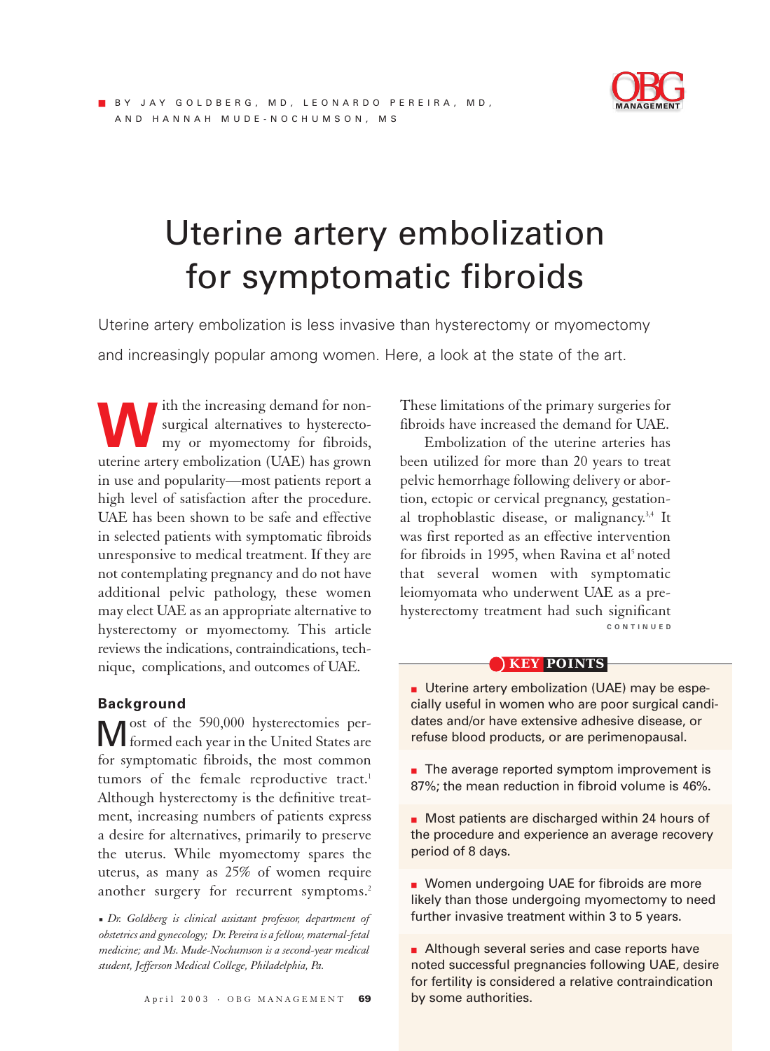BY JAY GOLDBERG, MD, LEONARDO PEREIRA, MD, AND HANNAH MUDE-NOCHUMSON, MS

# Uterine artery embolization for symptomatic fibroids

Uterine artery embolization is less invasive than hysterectomy or myomectomy and increasingly popular among women. Here, a look at the state of the art.

With the increasing demand for nonsurgical alternatives to hysterectomy or myomectomy for fibroids, uterine artery embolization (UAE) has grown in use and popularity—most patients report a high level of satisfaction after the procedure. UAE has been shown to be safe and effective in selected patients with symptomatic fibroids unresponsive to medical treatment. If they are not contemplating pregnancy and do not have additional pelvic pathology, these women may elect UAE as an appropriate alternative to hysterectomy or myomectomy. This article reviews the indications, contraindications, technique, complications, and outcomes of UAE.

## Background

Most of the 590,000 hysterectomies performed each year in the United States are for symptomatic fibroids, the most common tumors of the female reproductive tract.[1] Although hysterectomy is the definitive treatment, increasing numbers of patients express a desire for alternatives, primarily to preserve the uterus. While myomectomy spares the uterus, as many as 25% of women require another surgery for recurrent symptoms.[2]

*Dr. Goldberg is clinical assistant professor, department of obstetrics and gynecology; Dr. Pereira is a fellow, maternal-fetal medicine; and Ms. Mude-Nochumson is a second-year medical student, Jefferson Medical College, Philadelphia, Pa.*

These limitations of the primary surgeries for fibroids have increased the demand for UAE.

Embolization of the uterine arteries has been utilized for more than 20 years to treat pelvic hemorrhage following delivery or abortion, ectopic or cervical pregnancy, gestational trophoblastic disease, or malignancy.[3,4] It was first reported as an effective intervention for fibroids in 1995, when Ravina et al[5] noted that several women with symptomatic leiomyomata who underwent UAE as a prehysterectomy treatment had such significant

CONTINUED

**KEY POINTS**

- Uterine artery embolization (UAE) may be especially useful in women who are poor surgical candidates and/or have extensive adhesive disease, or refuse blood products, or are perimenopausal.
- The average reported symptom improvement is 87%; the mean reduction in fibroid volume is 46%.
- Most patients are discharged within 24 hours of the procedure and experience an average recovery period of 8 days.
- Women undergoing UAE for fibroids are more likely than those undergoing myomectomy to need further invasive treatment within 3 to 5 years.
- Although several series and case reports have noted successful pregnancies following UAE, desire for fertility is considered a relative contraindication by some authorities.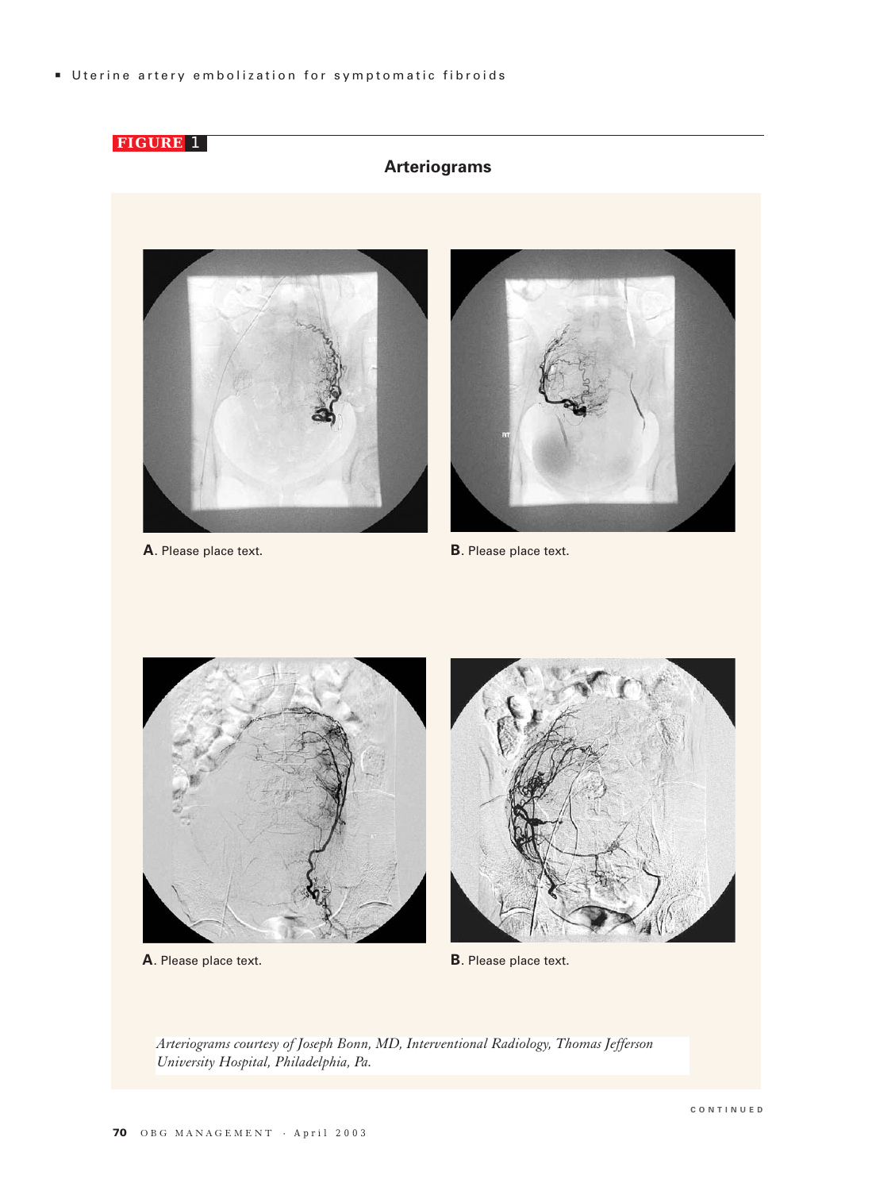FIGURE 1

## Arteriograms

**A**. Please place text.

**B**. Please place text.

**A**. Please place text.

**B**. Please place text.

*Arteriograms courtesy of Joseph Bonn, MD, Interventional Radiology, Thomas Jefferson University Hospital, Philadelphia, Pa.*

CONTINUED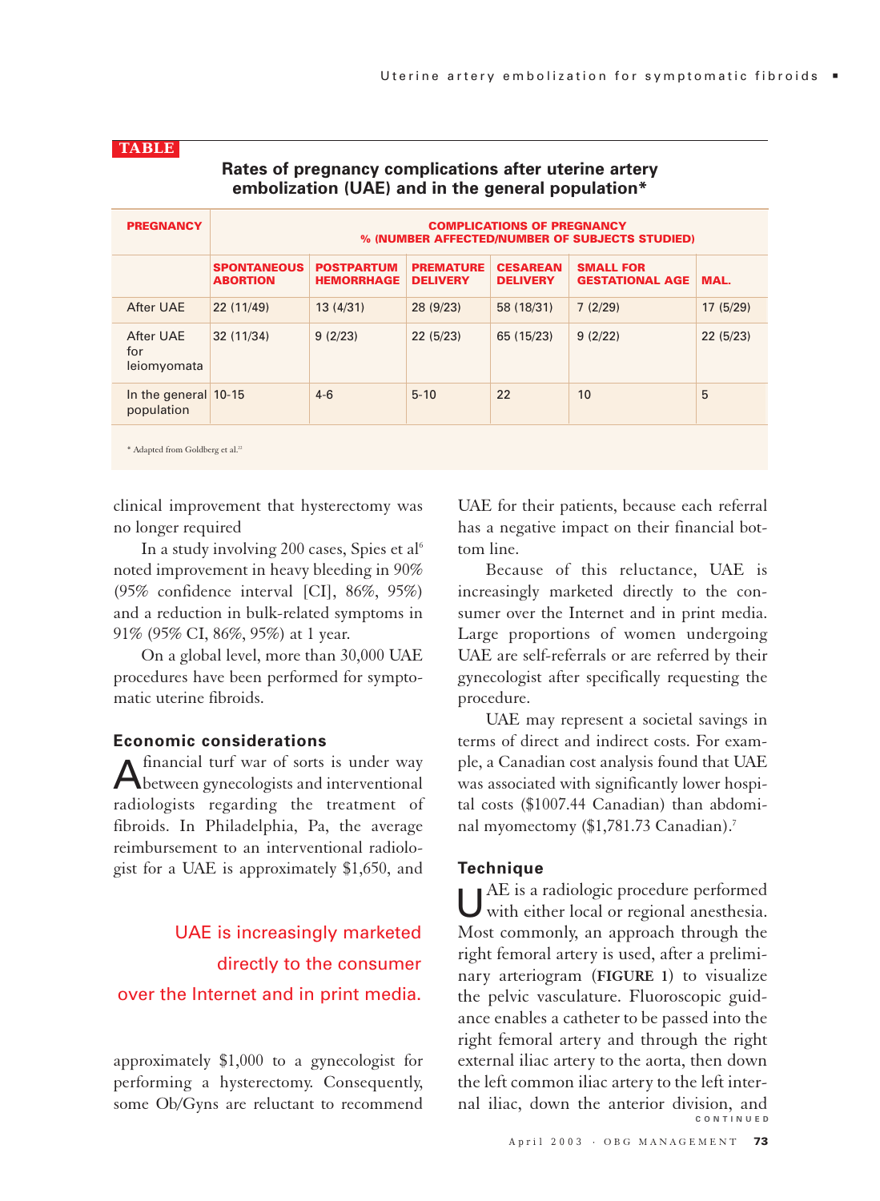**TABLE**

**Rates of pregnancy complications after uterine artery embolization (UAE) and in the general population***

| PREGNANCY | COMPLICATIONS OF PREGNANCY % (NUMBER AFFECTED/NUMBER OF SUBJECTS STUDIED) | | | | | |
|---|---|---|---|---|---|---|
| | SPONTANEOUS ABORTION | POSTPARTUM HEMORRHAGE | PREMATURE DELIVERY | CESAREAN DELIVERY | SMALL FOR GESTATIONAL AGE | MAL. |
| After UAE | 22 (11/49) | 13 (4/31) | 28 (9/23) | 58 (18/31) | 7 (2/29) | 17 (5/29) |
| After UAE for leiomyomata | 32 (11/34) | 9 (2/23) | 22 (5/23) | 65 (15/23) | 9 (2/22) | 22 (5/23) |
| In the general population | 10-15 | 4-6 | 5-10 | 22 | 10 | 5 |

* Adapted from Goldberg et al.[22]

clinical improvement that hysterectomy was no longer required

In a study involving 200 cases, Spies et al[6] noted improvement in heavy bleeding in 90% (95% confidence interval [CI], 86%, 95%) and a reduction in bulk-related symptoms in 91% (95% CI, 86%, 95%) at 1 year.

On a global level, more than 30,000 UAE procedures have been performed for symptomatic uterine fibroids.

## Economic considerations

A financial turf war of sorts is under way between gynecologists and interventional radiologists regarding the treatment of fibroids. In Philadelphia, Pa, the average reimbursement to an interventional radiologist for a UAE is approximately $1,650, and approximately $1,000 to a gynecologist for performing a hysterectomy. Consequently, some Ob/Gyns are reluctant to recommend UAE for their patients, because each referral has a negative impact on their financial bottom line.

> UAE is increasingly marketed directly to the consumer over the Internet and in print media.

Because of this reluctance, UAE is increasingly marketed directly to the consumer over the Internet and in print media. Large proportions of women undergoing UAE are self-referrals or are referred by their gynecologist after specifically requesting the procedure.

UAE may represent a societal savings in terms of direct and indirect costs. For example, a Canadian cost analysis found that UAE was associated with significantly lower hospital costs ($1007.44 Canadian) than abdominal myomectomy ($1,781.73 Canadian).[7]

## Technique

UAE is a radiologic procedure performed with either local or regional anesthesia. Most commonly, an approach through the right femoral artery is used, after a preliminary arteriogram (**FIGURE 1**) to visualize the pelvic vasculature. Fluoroscopic guidance enables a catheter to be passed into the right femoral artery and through the right external iliac artery to the aorta, then down the left common iliac artery to the left internal iliac, down the anterior division, and

CONTINUED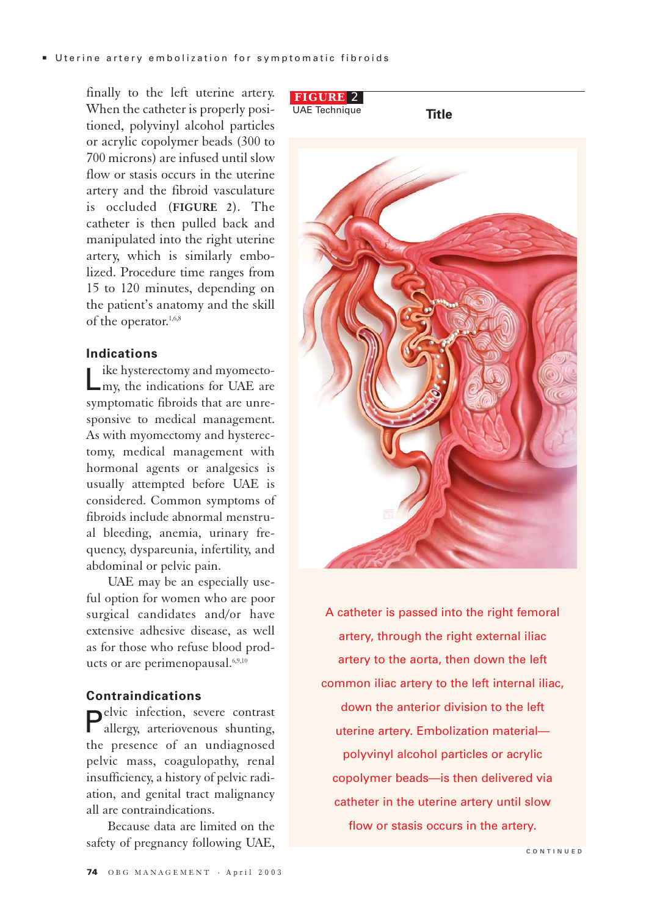finally to the left uterine artery. When the catheter is properly positioned, polyvinyl alcohol particles or acrylic copolymer beads (300 to 700 microns) are infused until slow flow or stasis occurs in the uterine artery and the fibroid vasculature is occluded (**FIGURE 2**). The catheter is then pulled back and manipulated into the right uterine artery, which is similarly embolized. Procedure time ranges from 15 to 120 minutes, depending on the patient's anatomy and the skill of the operator.[1,6,8]

## Indications

Like hysterectomy and myomectomy, the indications for UAE are symptomatic fibroids that are unresponsive to medical management. As with myomectomy and hysterectomy, medical management with hormonal agents or analgesics is usually attempted before UAE is considered. Common symptoms of fibroids include abnormal menstrual bleeding, anemia, urinary frequency, dyspareunia, infertility, and abdominal or pelvic pain.

UAE may be an especially useful option for women who are poor surgical candidates and/or have extensive adhesive disease, as well as for those who refuse blood products or are perimenopausal.[6,9,10]

## Contraindications

Pelvic infection, severe contrast allergy, arteriovenous shunting, the presence of an undiagnosed pelvic mass, coagulopathy, renal insufficiency, a history of pelvic radiation, and genital tract malignancy all are contraindications.

Because data are limited on the safety of pregnancy following UAE,

**FIGURE 2** UAE Technique

A catheter is passed into the right femoral artery, through the right external iliac artery to the aorta, then down the left common iliac artery to the left internal iliac, down the anterior division to the left uterine artery. Embolization material—polyvinyl alcohol particles or acrylic copolymer beads—is then delivered via catheter in the uterine artery until slow flow or stasis occurs in the artery.

CONTINUED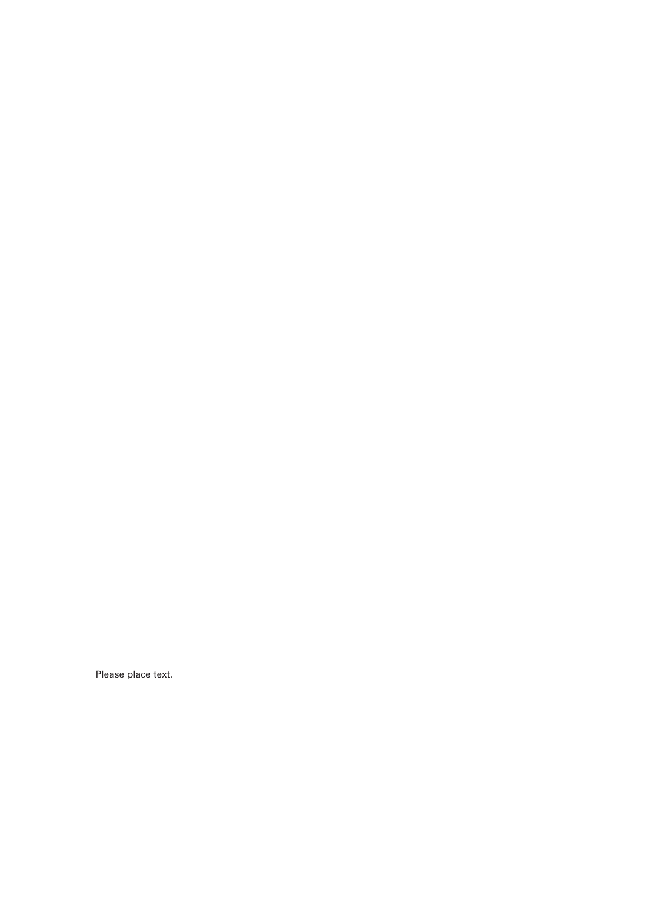Please place text.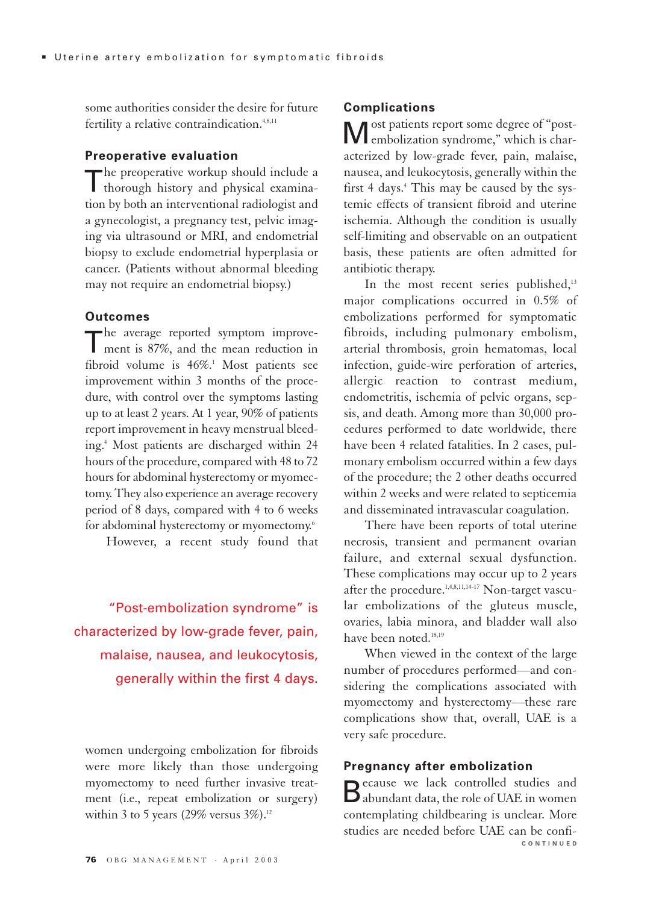some authorities consider the desire for future fertility a relative contraindication.[4,8,11]

### Preoperative evaluation

The preoperative workup should include a thorough history and physical examination by both an interventional radiologist and a gynecologist, a pregnancy test, pelvic imaging via ultrasound or MRI, and endometrial biopsy to exclude endometrial hyperplasia or cancer. (Patients without abnormal bleeding may not require an endometrial biopsy.)

### Outcomes

The average reported symptom improvement is 87%, and the mean reduction in fibroid volume is 46%.[1] Most patients see improvement within 3 months of the procedure, with control over the symptoms lasting up to at least 2 years. At 1 year, 90% of patients report improvement in heavy menstrual bleeding.[4] Most patients are discharged within 24 hours of the procedure, compared with 48 to 72 hours for abdominal hysterectomy or myomectomy. They also experience an average recovery period of 8 days, compared with 4 to 6 weeks for abdominal hysterectomy or myomectomy.[6]

However, a recent study found that women undergoing embolization for fibroids were more likely than those undergoing myomectomy to need further invasive treatment (i.e., repeat embolization or surgery) within 3 to 5 years (29% versus 3%).[12]

> "Post-embolization syndrome" is characterized by low-grade fever, pain, malaise, nausea, and leukocytosis, generally within the first 4 days.

### Complications

Most patients report some degree of "post-embolization syndrome," which is characterized by low-grade fever, pain, malaise, nausea, and leukocytosis, generally within the first 4 days.[4] This may be caused by the systemic effects of transient fibroid and uterine ischemia. Although the condition is usually self-limiting and observable on an outpatient basis, these patients are often admitted for antibiotic therapy.

In the most recent series published,[13] major complications occurred in 0.5% of embolizations performed for symptomatic fibroids, including pulmonary embolism, arterial thrombosis, groin hematomas, local infection, guide-wire perforation of arteries, allergic reaction to contrast medium, endometritis, ischemia of pelvic organs, sepsis, and death. Among more than 30,000 procedures performed to date worldwide, there have been 4 related fatalities. In 2 cases, pulmonary embolism occurred within a few days of the procedure; the 2 other deaths occurred within 2 weeks and were related to septicemia and disseminated intravascular coagulation.

There have been reports of total uterine necrosis, transient and permanent ovarian failure, and external sexual dysfunction. These complications may occur up to 2 years after the procedure.[1,4,8,11,14-17] Non-target vascular embolizations of the gluteus muscle, ovaries, labia minora, and bladder wall also have been noted.[18,19]

When viewed in the context of the large number of procedures performed—and considering the complications associated with myomectomy and hysterectomy—these rare complications show that, overall, UAE is a very safe procedure.

### Pregnancy after embolization

Because we lack controlled studies and abundant data, the role of UAE in women contemplating childbearing is unclear. More studies are needed before UAE can be confi-

CONTINUED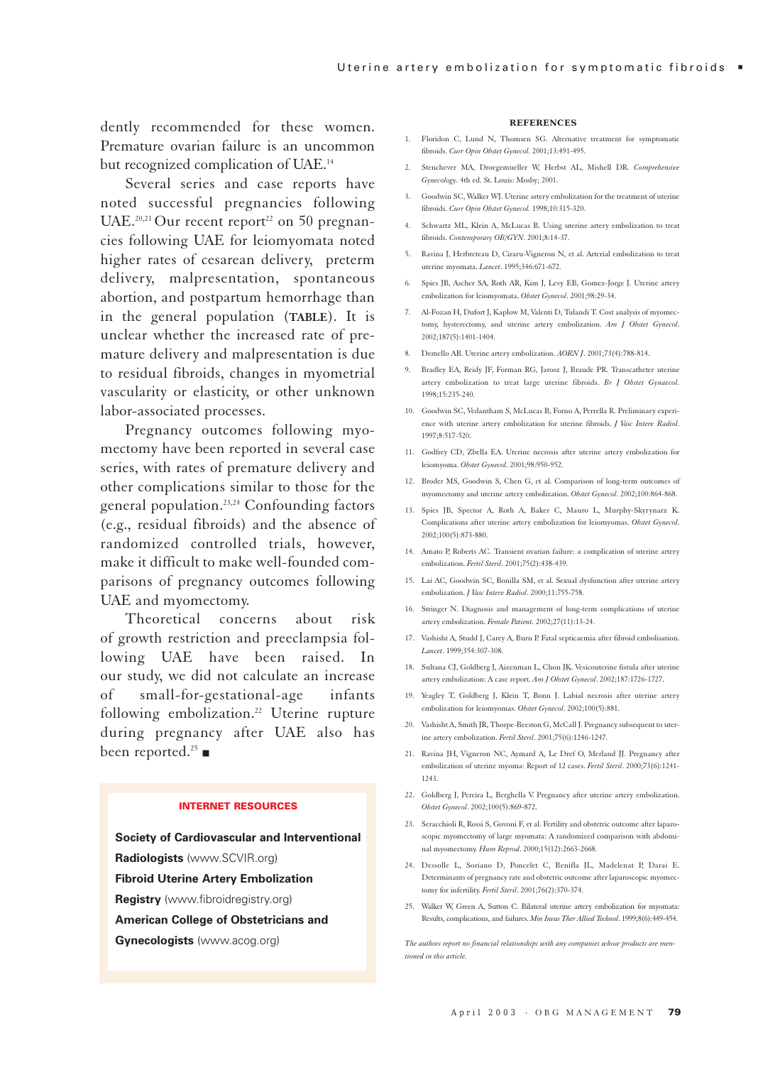dently recommended for these women. Premature ovarian failure is an uncommon but recognized complication of UAE.[14]

Several series and case reports have noted successful pregnancies following UAE.[20,21] Our recent report[22] on 50 pregnancies following UAE for leiomyomata noted higher rates of cesarean delivery, preterm delivery, malpresentation, spontaneous abortion, and postpartum hemorrhage than in the general population (**TABLE**). It is unclear whether the increased rate of premature delivery and malpresentation is due to residual fibroids, changes in myometrial vascularity or elasticity, or other unknown labor-associated processes.

Pregnancy outcomes following myomectomy have been reported in several case series, with rates of premature delivery and other complications similar to those for the general population.[23,24] Confounding factors (e.g., residual fibroids) and the absence of randomized controlled trials, however, make it difficult to make well-founded comparisons of pregnancy outcomes following UAE and myomectomy.

Theoretical concerns about risk of growth restriction and preeclampsia following UAE have been raised. In our study, we did not calculate an increase of small-for-gestational-age infants following embolization.[22] Uterine rupture during pregnancy after UAE also has been reported.[25] ■

**INTERNET RESOURCES**

**Society of Cardiovascular and Interventional Radiologists** (www.SCVIR.org)

**Fibroid Uterine Artery Embolization Registry** (www.fibroidregistry.org)

**American College of Obstetricians and Gynecologists** (www.acog.org)

## REFERENCES

1. Floridon C, Lund N, Thomsen SG. Alternative treatment for symptomatic fibroids. *Curr Opin Obstet Gynecol*. 2001;13:491-495.
2. Stenchever MA, Droegemueller W, Herbst AL, Mishell DR. *Comprehensive Gynecology*. 4th ed. St. Louis: Mosby; 2001.
3. Goodwin SC, Walker WJ. Uterine artery embolization for the treatment of uterine fibroids. *Curr Opin Obstet Gynecol*. 1998;10:315-320.
4. Schwartz ML, Klein A, McLucas B. Using uterine artery embolization to treat fibroids. *Contemporary OB/GYN*. 2001;8:14-37.
5. Ravina J, Herbreteau D, Ciraru-Vigneron N, et al. Arterial embolization to treat uterine myomata. *Lancet*. 1995;346:671-672.
6. Spies JB, Ascher SA, Roth AR, Kim J, Levy EB, Gomez-Jorge J. Uterine artery embolization for leiomyomata. *Obstet Gynecol*. 2001;98:29-34.
7. Al-Fozan H, Dufort J, Kaplow M, Valenti D, Tulandi T. Cost analysis of myomectomy, hysterectomy, and uterine artery embolization. *Am J Obstet Gynecol*. 2002;187(5):1401-1404.
8. Demello AB. Uterine artery embolization. *AORN J*. 2001;73(4):788-814.
9. Bradley EA, Reidy JF, Forman RG, Jarosz J, Braude PR. Transcatheter uterine artery embolization to treat large uterine fibroids. *Br J Obstet Gynaecol*. 1998;15:235-240.
10. Goodwin SC, Vedantham S, McLucas B, Forno A, Perrella R. Preliminary experience with uterine artery embolization for uterine fibroids. *J Vasc Interv Radiol*. 1997;8:517-520.
11. Godfrey CD, Zbella EA. Uterine necrosis after uterine artery embolization for leiomyoma. *Obstet Gynecol*. 2001;98:950-952.
12. Broder MS, Goodwin S, Chen G, et al. Comparison of long-term outcomes of myomectomy and uterine artery embolization. *Obstet Gynecol*. 2002;100:864-868.
13. Spies JB, Spector A, Roth A, Baker C, Mauro L, Murphy-Skyrynarz K. Complications after uterine artery embolization for leiomyomas. *Obstet Gynecol*. 2002;100(5):873-880.
14. Amato P, Roberts AC. Transient ovarian failure: a complication of uterine artery embolization. *Fertil Steril*. 2001;75(2):438-439.
15. Lai AC, Goodwin SC, Bonilla SM, et al. Sexual dysfunction after uterine artery embolization. *J Vasc Interv Radiol*. 2000;11:755-758.
16. Stringer N. Diagnosis and management of long-term complications of uterine artery embolization. *Female Patient*. 2002;27(11):13-24.
17. Vashisht A, Studd J, Carey A, Burn P. Fatal septicaemia after fibroid embolisation. *Lancet*. 1999;354:307-308.
18. Sultana CJ, Goldberg J, Aizenman L, Chon JK. Vesicouterine fistula after uterine artery embolization: A case report. *Am J Obstet Gynecol*. 2002;187:1726-1727.
19. Yeagley T, Goldberg J, Klein T, Bonn J. Labial necrosis after uterine artery embolization for leiomyomas. *Obstet Gynecol*. 2002;100(5):881.
20. Vashisht A, Smith JR, Thorpe-Beeston G, McCall J. Pregnancy subsequent to uterine artery embolization. *Fertil Steril*. 2001;75(6):1246-1247.
21. Ravina JH, Vigneron NC, Aymard A, Le Dref O, Merland JJ. Pregnancy after embolization of uterine myoma: Report of 12 cases. *Fertil Steril*. 2000;73(6):1241-1243.
22. Goldberg J, Pereira L, Berghella V. Pregnancy after uterine artery embolization. *Obstet Gynecol*. 2002;100(5):869-872.
23. Seracchioli R, Rossi S, Govoni F, et al. Fertility and obstetric outcome after laparoscopic myomectomy of large myomata: A randomized comparison with abdominal myomectomy. *Hum Reprod*. 2000;15(12):2663-2668.
24. Dessolle L, Soriano D, Poncelet C, Benifla JL, Madelenat P, Darai E. Determinants of pregnancy rate and obstetric outcome after laparoscopic myomectomy for infertility. *Fertil Steril*. 2001;76(2):370-374.
25. Walker W, Green A, Sutton C. Bilateral uterine artery embolization for myomata: Results, complications, and failures. *Min Invas Ther Allied Technol*. 1999;8(6):449-454.

*The authors report no financial relationships with any companies whose products are mentioned in this article.*